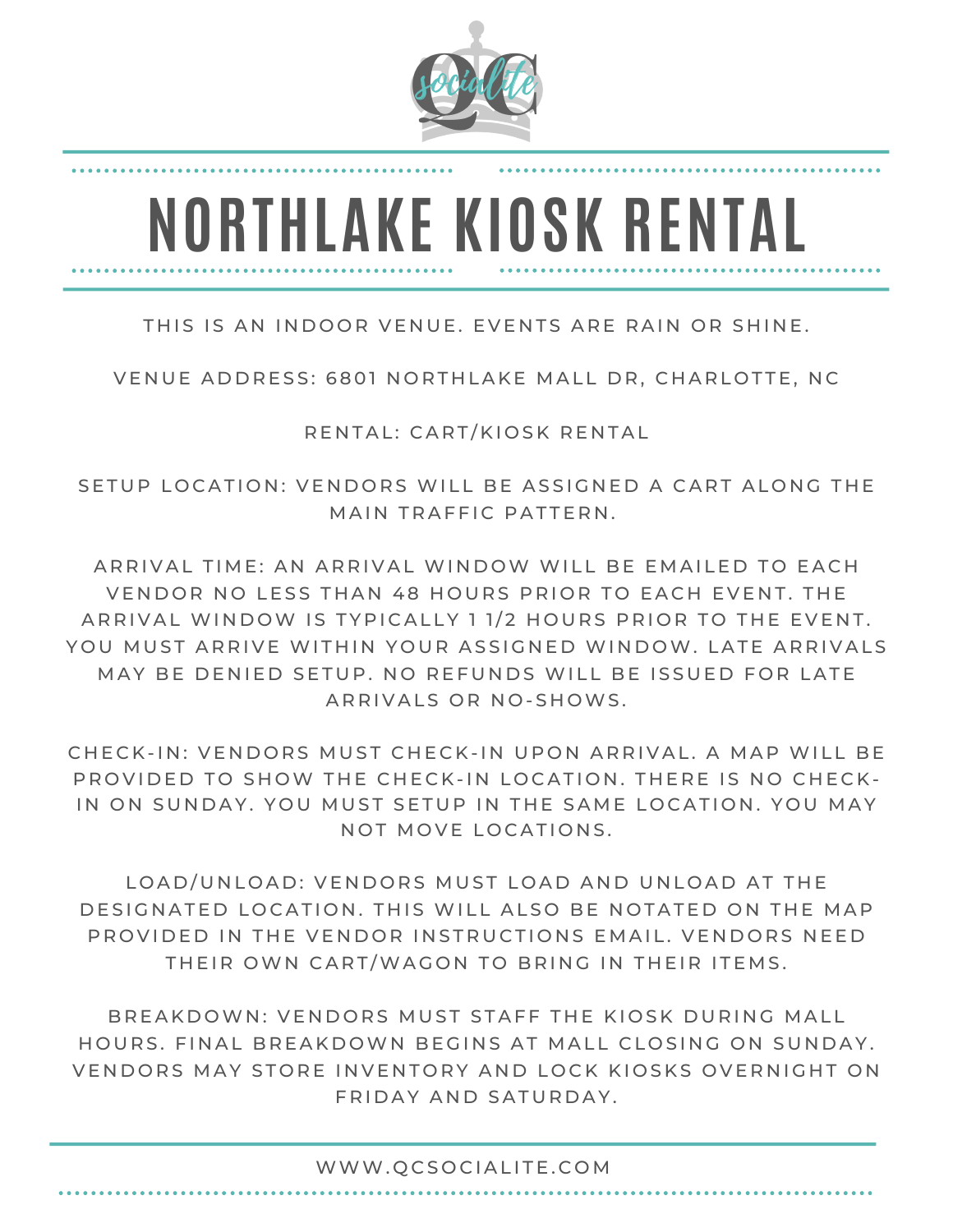# NORTHLAKE KIOSK RENTAL

THIS IS AN INDOOR VENUE. EVENTS ARE RAIN OR SHINE.

VENUE ADDRESS: 6801 NORTHLAKE MALL DR, CHARLOTTE, NC

RENTAL: CART/KIOSK RENTAL

SETUP LOCATION: VENDORS WILL BE ASSIGNED A CART ALONG THE MAIN TRAFFIC PATTERN.

ARRIVAL TIME: AN ARRIVAL WINDOW WILL BE EMAILED TO EACH VENDOR NO LESS THAN 48 HOURS PRIOR TO EACH EVENT. THE ARRIVAL WINDOW IS TYPICALLY 1 1/2 HOURS PRIOR TO THE EVENT. YOU MUST ARRIVE WITHIN YOUR ASSIGNED WINDOW. LATE ARRIVALS MAY BE DENIED SETUP. NO REFUNDS WILL BE ISSUED FOR LATE ARRIVALS OR NO-SHOWS.

CHECK-IN: VENDORS MUST CHECK-IN UPON ARRIVAL. A MAP WILL BE PROVIDED TO SHOW THE CHECK-IN LOCATION. THERE IS NO CHECK-IN ON SUNDAY. YOU MUST SETUP IN THE SAME LOCATION. YOU MAY NOT MOVE LOCATIONS.

LOAD/UNLOAD: VENDORS MUST LOAD AND UNLOAD AT THE DESIGNATED LOCATION. THIS WILL ALSO BE NOTATED ON THE MAP PROVIDED IN THE VENDOR INSTRUCTIONS EMAIL. VENDORS NEED THEIR OWN CART/WAGON TO BRING IN THEIR ITEMS.

BREAKDOWN: VENDORS MUST STAFF THE KIOSK DURING MALL HOURS. FINAL BREAKDOWN BEGINS AT MALL CLOSING ON SUNDAY. VENDORS MAY STORE INVENTORY AND LOCK KIOSKS OVERNIGHT ON FRIDAY AND SATURDAY.

WWW.QCSOCIALITE.COM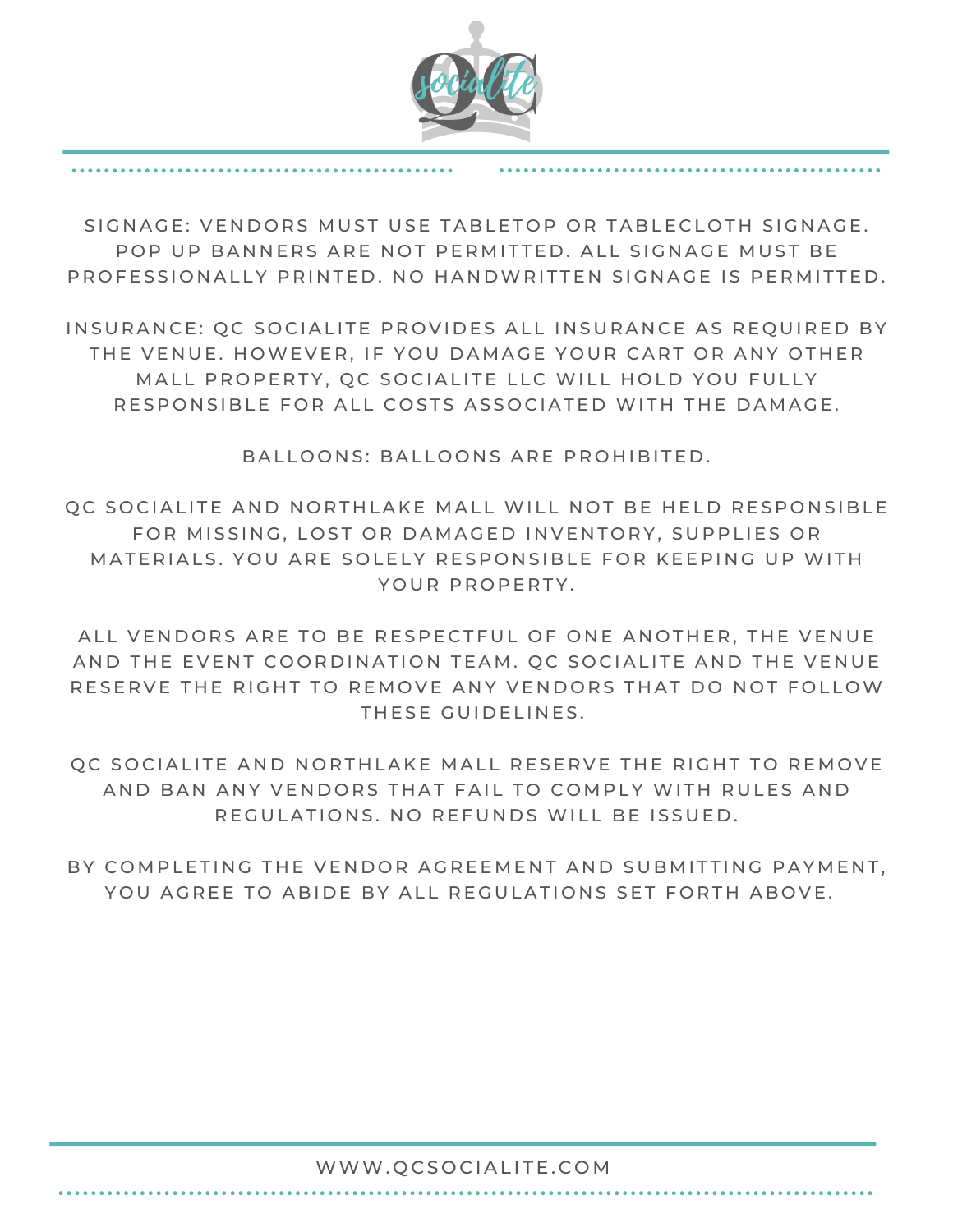SIGNAGE: VENDORS MUST USE TABLETOP OR TABLECLOTH SIGNAGE. POP UP BANNERS ARE NOT PERMITTED. ALL SIGNAGE MUST BE PROFESSIONALLY PRINTED. NO HANDWRITTEN SIGNAGE IS PERMITTED.

INSURANCE: QC SOCIALITE PROVIDES ALL INSURANCE AS REQUIRED BY THE VENUE. HOWEVER, IF YOU DAMAGE YOUR CART OR ANY OTHER MALL PROPERTY, QC SOCIALITE LLC WILL HOLD YOU FULLY RESPONSIBLE FOR ALL COSTS ASSOCIATED WITH THE DAMAGE.

BALLOONS: BALLOONS ARE PROHIBITED.

QC SOCIALITE AND NORTHLAKE MALL WILL NOT BE HELD RESPONSIBLE FOR MISSING, LOST OR DAMAGED INVENTORY, SUPPLIES OR MATERIALS. YOU ARE SOLELY RESPONSIBLE FOR KEEPING UP WITH YOUR PROPERTY.

ALL VENDORS ARE TO BE RESPECTFUL OF ONE ANOTHER, THE VENUE AND THE EVENT COORDINATION TEAM. QC SOCIALITE AND THE VENUE RESERVE THE RIGHT TO REMOVE ANY VENDORS THAT DO NOT FOLLOW THESE GUIDELINES.

QC SOCIALITE AND NORTHLAKE MALL RESERVE THE RIGHT TO REMOVE AND BAN ANY VENDORS THAT FAIL TO COMPLY WITH RULES AND REGULATIONS. NO REFUNDS WILL BE ISSUED.

BY COMPLETING THE VENDOR AGREEMENT AND SUBMITTING PAYMENT, YOU AGREE TO ABIDE BY ALL REGULATIONS SET FORTH ABOVE.